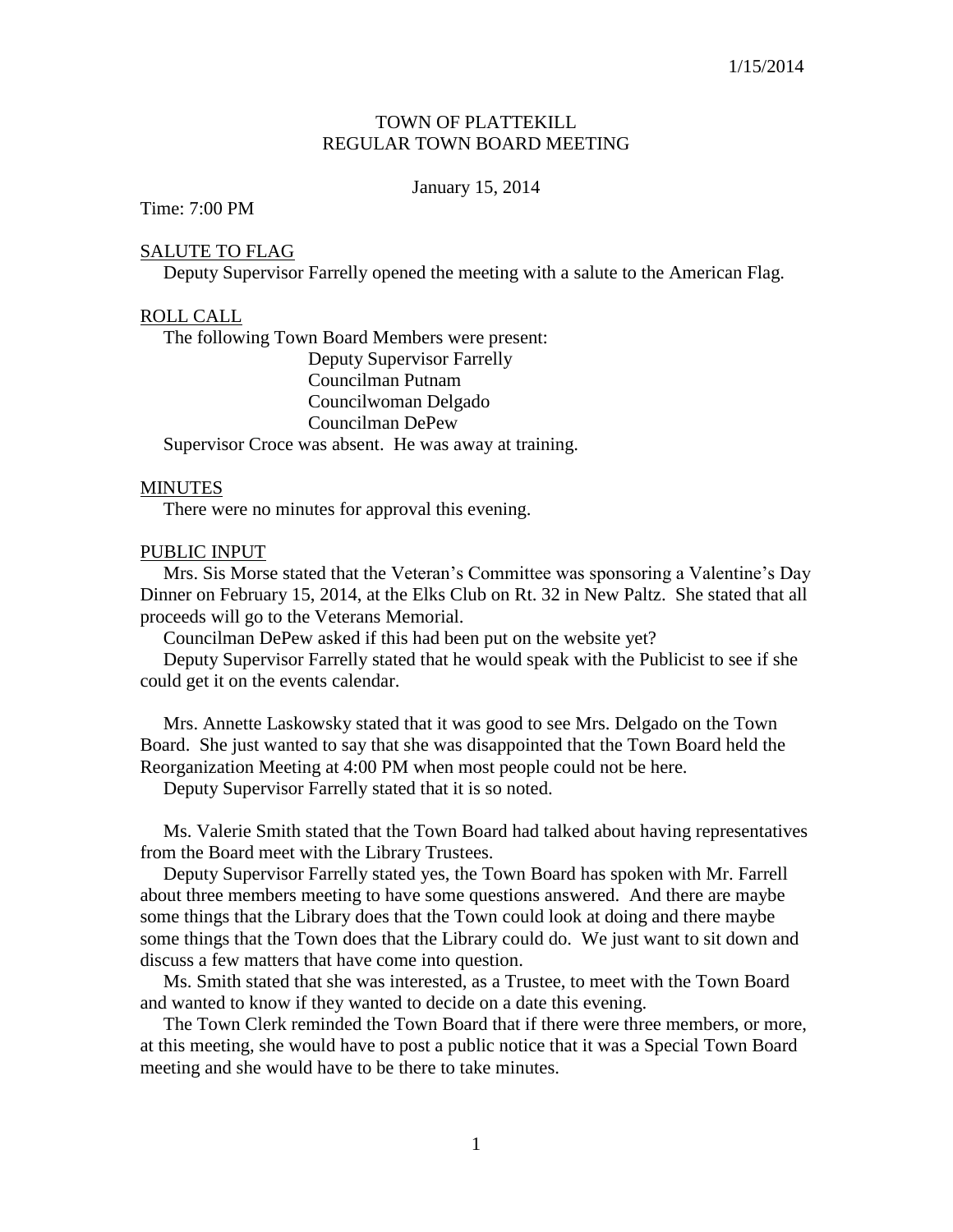1/15/2014

# TOWN OF PLATTEKILL
## REGULAR TOWN BOARD MEETING

January 15, 2014

Time: 7:00 PM

### SALUTE TO FLAG

Deputy Supervisor Farrelly opened the meeting with a salute to the American Flag.

### ROLL CALL

The following Town Board Members were present:

Deputy Supervisor Farrelly  
Councilman Putnam  
Councilwoman Delgado  
Councilman DePew

Supervisor Croce was absent. He was away at training.

### MINUTES

There were no minutes for approval this evening.

### PUBLIC INPUT

Mrs. Sis Morse stated that the Veteran's Committee was sponsoring a Valentine's Day Dinner on February 15, 2014, at the Elks Club on Rt. 32 in New Paltz. She stated that all proceeds will go to the Veterans Memorial.

Councilman DePew asked if this had been put on the website yet?

Deputy Supervisor Farrelly stated that he would speak with the Publicist to see if she could get it on the events calendar.

Mrs. Annette Laskowsky stated that it was good to see Mrs. Delgado on the Town Board. She just wanted to say that she was disappointed that the Town Board held the Reorganization Meeting at 4:00 PM when most people could not be here.

Deputy Supervisor Farrelly stated that it is so noted.

Ms. Valerie Smith stated that the Town Board had talked about having representatives from the Board meet with the Library Trustees.

Deputy Supervisor Farrelly stated yes, the Town Board has spoken with Mr. Farrell about three members meeting to have some questions answered. And there are maybe some things that the Library does that the Town could look at doing and there maybe some things that the Town does that the Library could do. We just want to sit down and discuss a few matters that have come into question.

Ms. Smith stated that she was interested, as a Trustee, to meet with the Town Board and wanted to know if they wanted to decide on a date this evening.

The Town Clerk reminded the Town Board that if there were three members, or more, at this meeting, she would have to post a public notice that it was a Special Town Board meeting and she would have to be there to take minutes.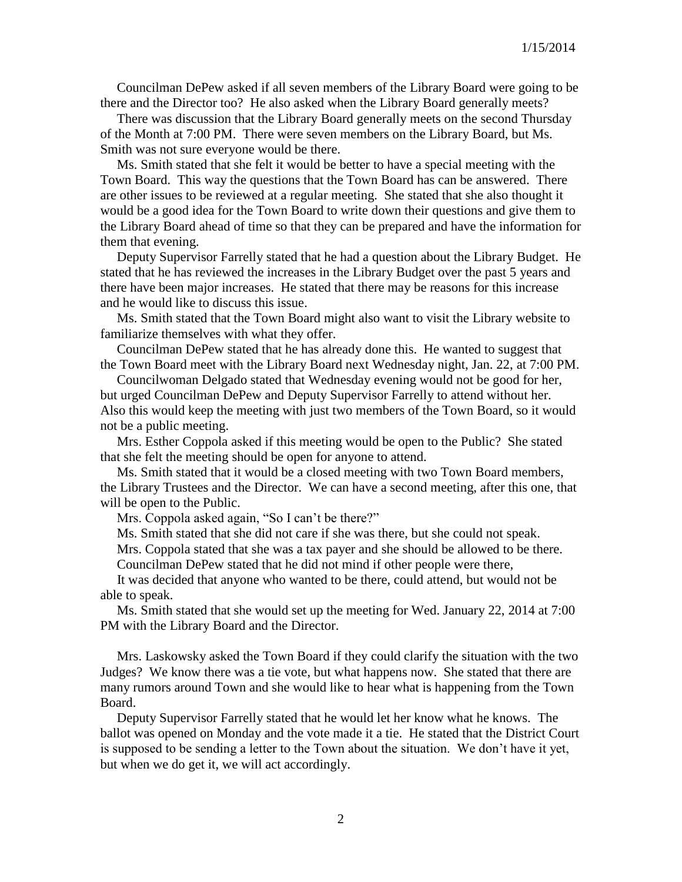Councilman DePew asked if all seven members of the Library Board were going to be there and the Director too? He also asked when the Library Board generally meets?

There was discussion that the Library Board generally meets on the second Thursday of the Month at 7:00 PM. There were seven members on the Library Board, but Ms. Smith was not sure everyone would be there.

Ms. Smith stated that she felt it would be better to have a special meeting with the Town Board. This way the questions that the Town Board has can be answered. There are other issues to be reviewed at a regular meeting. She stated that she also thought it would be a good idea for the Town Board to write down their questions and give them to the Library Board ahead of time so that they can be prepared and have the information for them that evening.

Deputy Supervisor Farrelly stated that he had a question about the Library Budget. He stated that he has reviewed the increases in the Library Budget over the past 5 years and there have been major increases. He stated that there may be reasons for this increase and he would like to discuss this issue.

Ms. Smith stated that the Town Board might also want to visit the Library website to familiarize themselves with what they offer.

Councilman DePew stated that he has already done this. He wanted to suggest that the Town Board meet with the Library Board next Wednesday night, Jan. 22, at 7:00 PM.

Councilwoman Delgado stated that Wednesday evening would not be good for her, but urged Councilman DePew and Deputy Supervisor Farrelly to attend without her. Also this would keep the meeting with just two members of the Town Board, so it would not be a public meeting.

Mrs. Esther Coppola asked if this meeting would be open to the Public? She stated that she felt the meeting should be open for anyone to attend.

Ms. Smith stated that it would be a closed meeting with two Town Board members, the Library Trustees and the Director. We can have a second meeting, after this one, that will be open to the Public.

Mrs. Coppola asked again, "So I can't be there?"

Ms. Smith stated that she did not care if she was there, but she could not speak.

Mrs. Coppola stated that she was a tax payer and she should be allowed to be there.

Councilman DePew stated that he did not mind if other people were there,

It was decided that anyone who wanted to be there, could attend, but would not be able to speak.

Ms. Smith stated that she would set up the meeting for Wed. January 22, 2014 at 7:00 PM with the Library Board and the Director.

Mrs. Laskowsky asked the Town Board if they could clarify the situation with the two Judges? We know there was a tie vote, but what happens now. She stated that there are many rumors around Town and she would like to hear what is happening from the Town Board.

Deputy Supervisor Farrelly stated that he would let her know what he knows. The ballot was opened on Monday and the vote made it a tie. He stated that the District Court is supposed to be sending a letter to the Town about the situation. We don't have it yet, but when we do get it, we will act accordingly.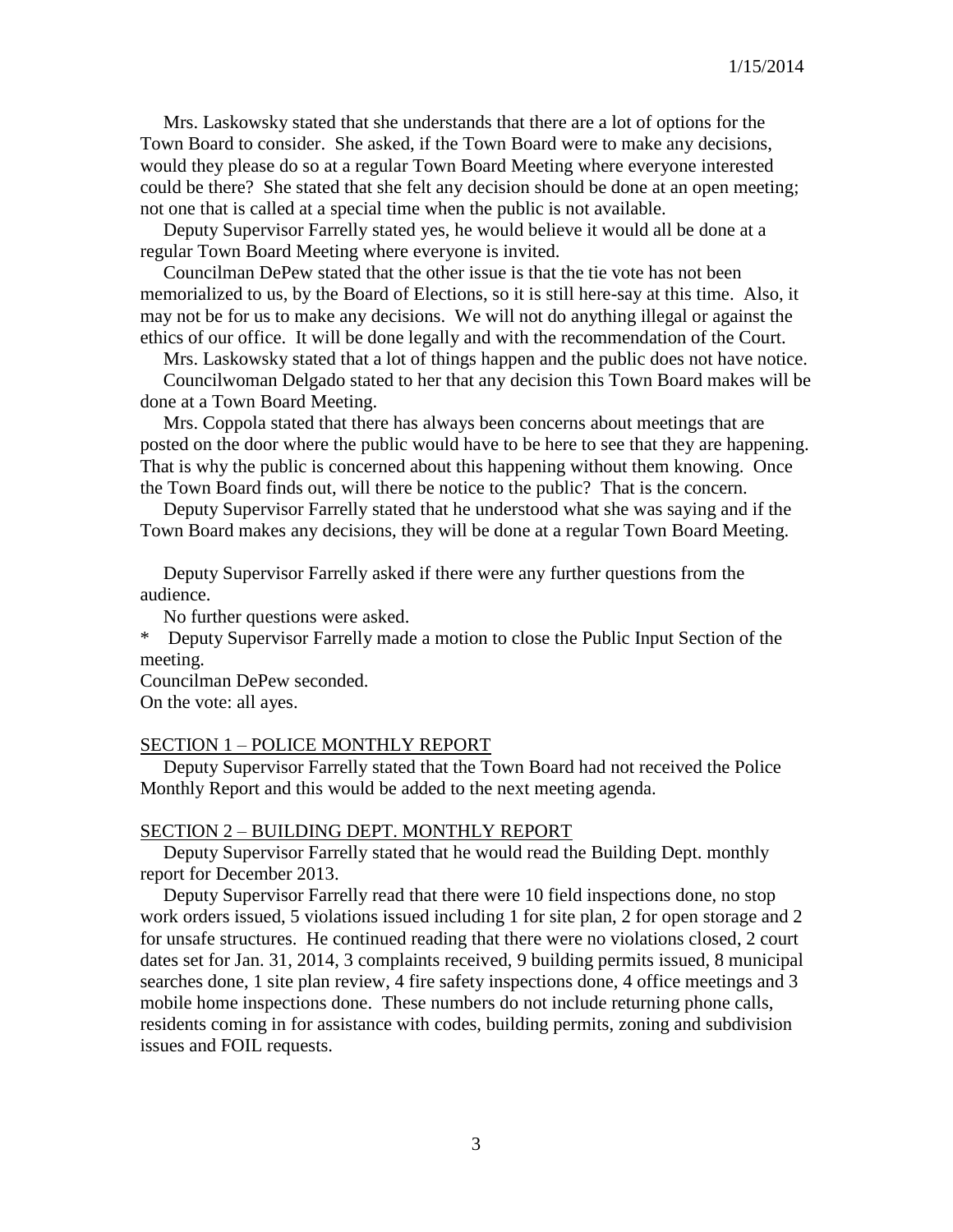Mrs. Laskowsky stated that she understands that there are a lot of options for the Town Board to consider. She asked, if the Town Board were to make any decisions, would they please do so at a regular Town Board Meeting where everyone interested could be there? She stated that she felt any decision should be done at an open meeting; not one that is called at a special time when the public is not available.

Deputy Supervisor Farrelly stated yes, he would believe it would all be done at a regular Town Board Meeting where everyone is invited.

Councilman DePew stated that the other issue is that the tie vote has not been memorialized to us, by the Board of Elections, so it is still here-say at this time. Also, it may not be for us to make any decisions. We will not do anything illegal or against the ethics of our office. It will be done legally and with the recommendation of the Court.

Mrs. Laskowsky stated that a lot of things happen and the public does not have notice.

Councilwoman Delgado stated to her that any decision this Town Board makes will be done at a Town Board Meeting.

Mrs. Coppola stated that there has always been concerns about meetings that are posted on the door where the public would have to be here to see that they are happening. That is why the public is concerned about this happening without them knowing. Once the Town Board finds out, will there be notice to the public? That is the concern.

Deputy Supervisor Farrelly stated that he understood what she was saying and if the Town Board makes any decisions, they will be done at a regular Town Board Meeting.

Deputy Supervisor Farrelly asked if there were any further questions from the audience.

No further questions were asked.

* Deputy Supervisor Farrelly made a motion to close the Public Input Section of the meeting.

Councilman DePew seconded.

On the vote: all ayes.

SECTION 1 – POLICE MONTHLY REPORT

Deputy Supervisor Farrelly stated that the Town Board had not received the Police Monthly Report and this would be added to the next meeting agenda.

SECTION 2 – BUILDING DEPT. MONTHLY REPORT

Deputy Supervisor Farrelly stated that he would read the Building Dept. monthly report for December 2013.

Deputy Supervisor Farrelly read that there were 10 field inspections done, no stop work orders issued, 5 violations issued including 1 for site plan, 2 for open storage and 2 for unsafe structures. He continued reading that there were no violations closed, 2 court dates set for Jan. 31, 2014, 3 complaints received, 9 building permits issued, 8 municipal searches done, 1 site plan review, 4 fire safety inspections done, 4 office meetings and 3 mobile home inspections done. These numbers do not include returning phone calls, residents coming in for assistance with codes, building permits, zoning and subdivision issues and FOIL requests.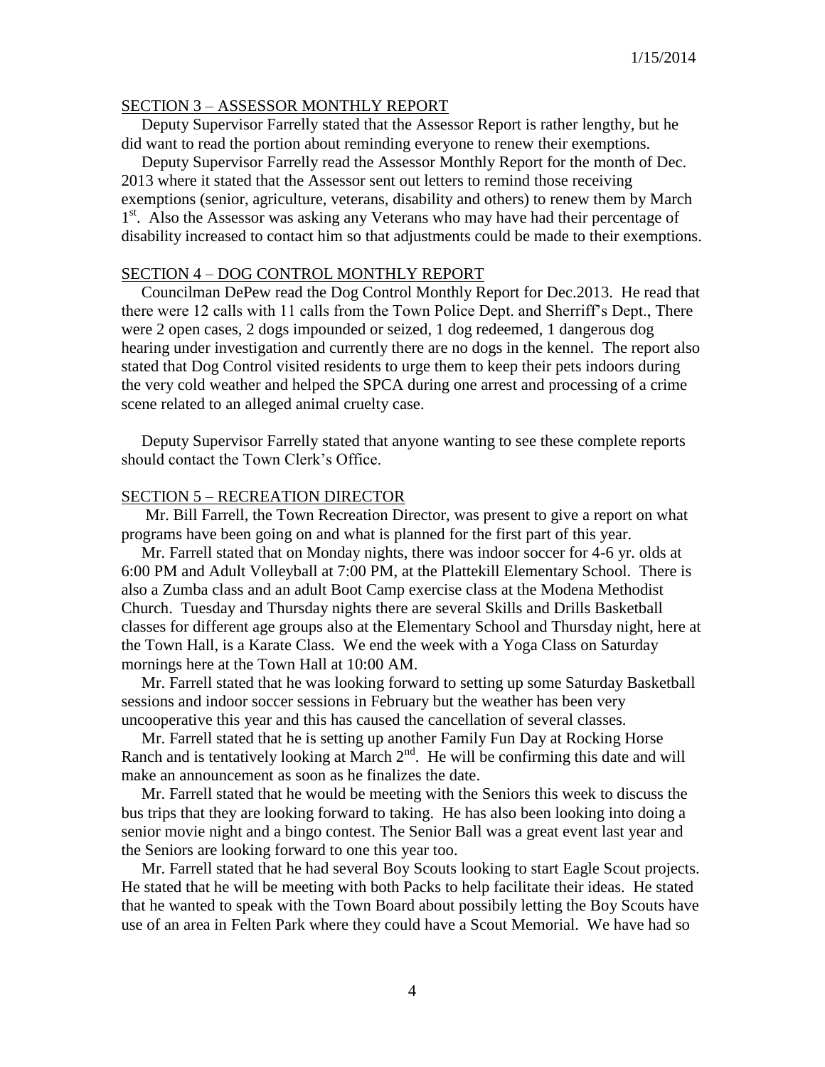SECTION 3 – ASSESSOR MONTHLY REPORT

Deputy Supervisor Farrelly stated that the Assessor Report is rather lengthy, but he did want to read the portion about reminding everyone to renew their exemptions.

Deputy Supervisor Farrelly read the Assessor Monthly Report for the month of Dec. 2013 where it stated that the Assessor sent out letters to remind those receiving exemptions (senior, agriculture, veterans, disability and others) to renew them by March 1st. Also the Assessor was asking any Veterans who may have had their percentage of disability increased to contact him so that adjustments could be made to their exemptions.

SECTION 4 – DOG CONTROL MONTHLY REPORT

Councilman DePew read the Dog Control Monthly Report for Dec.2013. He read that there were 12 calls with 11 calls from the Town Police Dept. and Sherriff's Dept., There were 2 open cases, 2 dogs impounded or seized, 1 dog redeemed, 1 dangerous dog hearing under investigation and currently there are no dogs in the kennel. The report also stated that Dog Control visited residents to urge them to keep their pets indoors during the very cold weather and helped the SPCA during one arrest and processing of a crime scene related to an alleged animal cruelty case.

Deputy Supervisor Farrelly stated that anyone wanting to see these complete reports should contact the Town Clerk's Office.

SECTION 5 – RECREATION DIRECTOR

Mr. Bill Farrell, the Town Recreation Director, was present to give a report on what programs have been going on and what is planned for the first part of this year.

Mr. Farrell stated that on Monday nights, there was indoor soccer for 4-6 yr. olds at 6:00 PM and Adult Volleyball at 7:00 PM, at the Plattekill Elementary School. There is also a Zumba class and an adult Boot Camp exercise class at the Modena Methodist Church. Tuesday and Thursday nights there are several Skills and Drills Basketball classes for different age groups also at the Elementary School and Thursday night, here at the Town Hall, is a Karate Class. We end the week with a Yoga Class on Saturday mornings here at the Town Hall at 10:00 AM.

Mr. Farrell stated that he was looking forward to setting up some Saturday Basketball sessions and indoor soccer sessions in February but the weather has been very uncooperative this year and this has caused the cancellation of several classes.

Mr. Farrell stated that he is setting up another Family Fun Day at Rocking Horse Ranch and is tentatively looking at March 2nd. He will be confirming this date and will make an announcement as soon as he finalizes the date.

Mr. Farrell stated that he would be meeting with the Seniors this week to discuss the bus trips that they are looking forward to taking. He has also been looking into doing a senior movie night and a bingo contest. The Senior Ball was a great event last year and the Seniors are looking forward to one this year too.

Mr. Farrell stated that he had several Boy Scouts looking to start Eagle Scout projects. He stated that he will be meeting with both Packs to help facilitate their ideas. He stated that he wanted to speak with the Town Board about possibily letting the Boy Scouts have use of an area in Felten Park where they could have a Scout Memorial. We have had so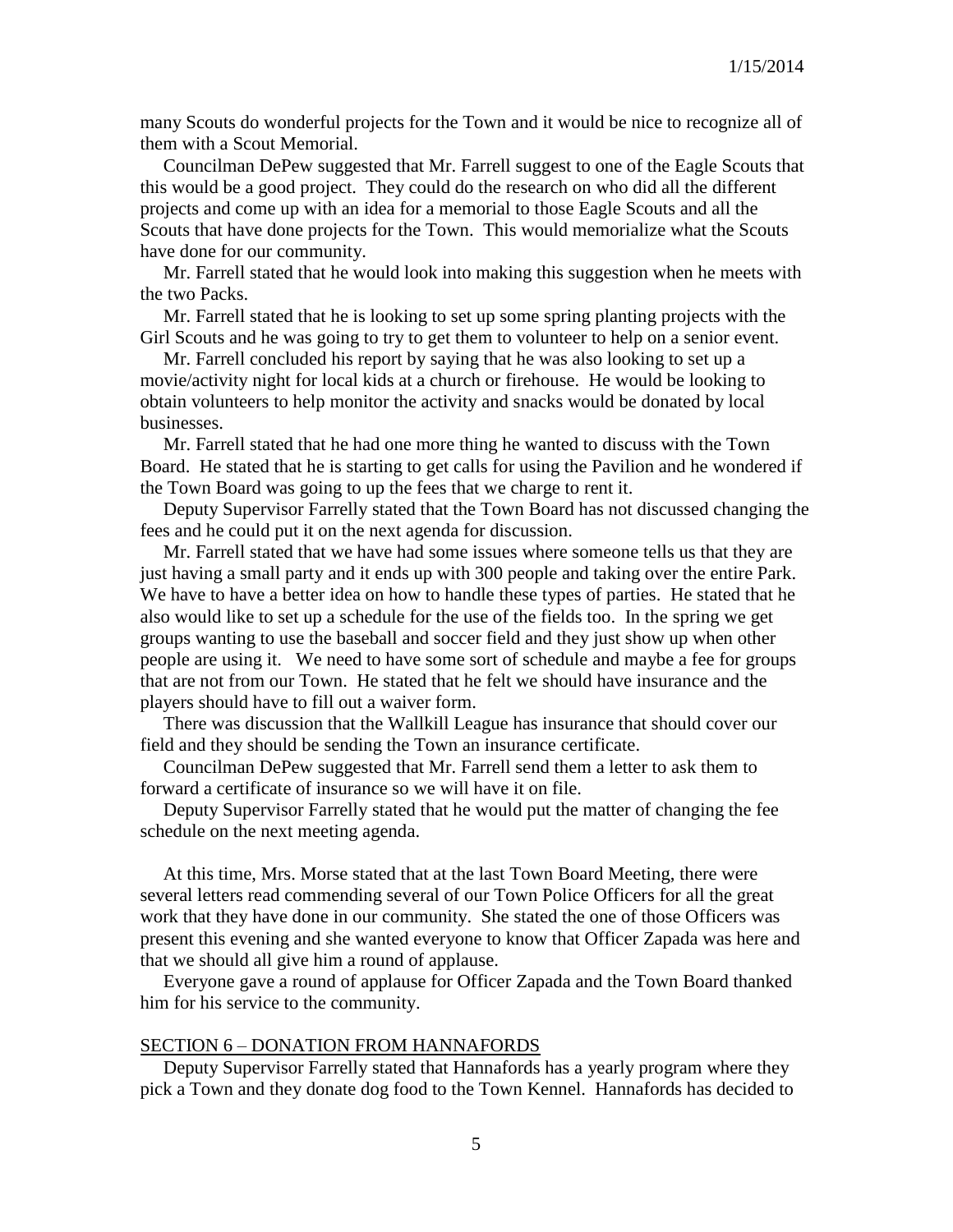many Scouts do wonderful projects for the Town and it would be nice to recognize all of them with a Scout Memorial.

Councilman DePew suggested that Mr. Farrell suggest to one of the Eagle Scouts that this would be a good project. They could do the research on who did all the different projects and come up with an idea for a memorial to those Eagle Scouts and all the Scouts that have done projects for the Town. This would memorialize what the Scouts have done for our community.

Mr. Farrell stated that he would look into making this suggestion when he meets with the two Packs.

Mr. Farrell stated that he is looking to set up some spring planting projects with the Girl Scouts and he was going to try to get them to volunteer to help on a senior event.

Mr. Farrell concluded his report by saying that he was also looking to set up a movie/activity night for local kids at a church or firehouse. He would be looking to obtain volunteers to help monitor the activity and snacks would be donated by local businesses.

Mr. Farrell stated that he had one more thing he wanted to discuss with the Town Board. He stated that he is starting to get calls for using the Pavilion and he wondered if the Town Board was going to up the fees that we charge to rent it.

Deputy Supervisor Farrelly stated that the Town Board has not discussed changing the fees and he could put it on the next agenda for discussion.

Mr. Farrell stated that we have had some issues where someone tells us that they are just having a small party and it ends up with 300 people and taking over the entire Park. We have to have a better idea on how to handle these types of parties. He stated that he also would like to set up a schedule for the use of the fields too. In the spring we get groups wanting to use the baseball and soccer field and they just show up when other people are using it. We need to have some sort of schedule and maybe a fee for groups that are not from our Town. He stated that he felt we should have insurance and the players should have to fill out a waiver form.

There was discussion that the Wallkill League has insurance that should cover our field and they should be sending the Town an insurance certificate.

Councilman DePew suggested that Mr. Farrell send them a letter to ask them to forward a certificate of insurance so we will have it on file.

Deputy Supervisor Farrelly stated that he would put the matter of changing the fee schedule on the next meeting agenda.

At this time, Mrs. Morse stated that at the last Town Board Meeting, there were several letters read commending several of our Town Police Officers for all the great work that they have done in our community. She stated the one of those Officers was present this evening and she wanted everyone to know that Officer Zapada was here and that we should all give him a round of applause.

Everyone gave a round of applause for Officer Zapada and the Town Board thanked him for his service to the community.

## SECTION 6 – DONATION FROM HANNAFORDS

Deputy Supervisor Farrelly stated that Hannafords has a yearly program where they pick a Town and they donate dog food to the Town Kennel. Hannafords has decided to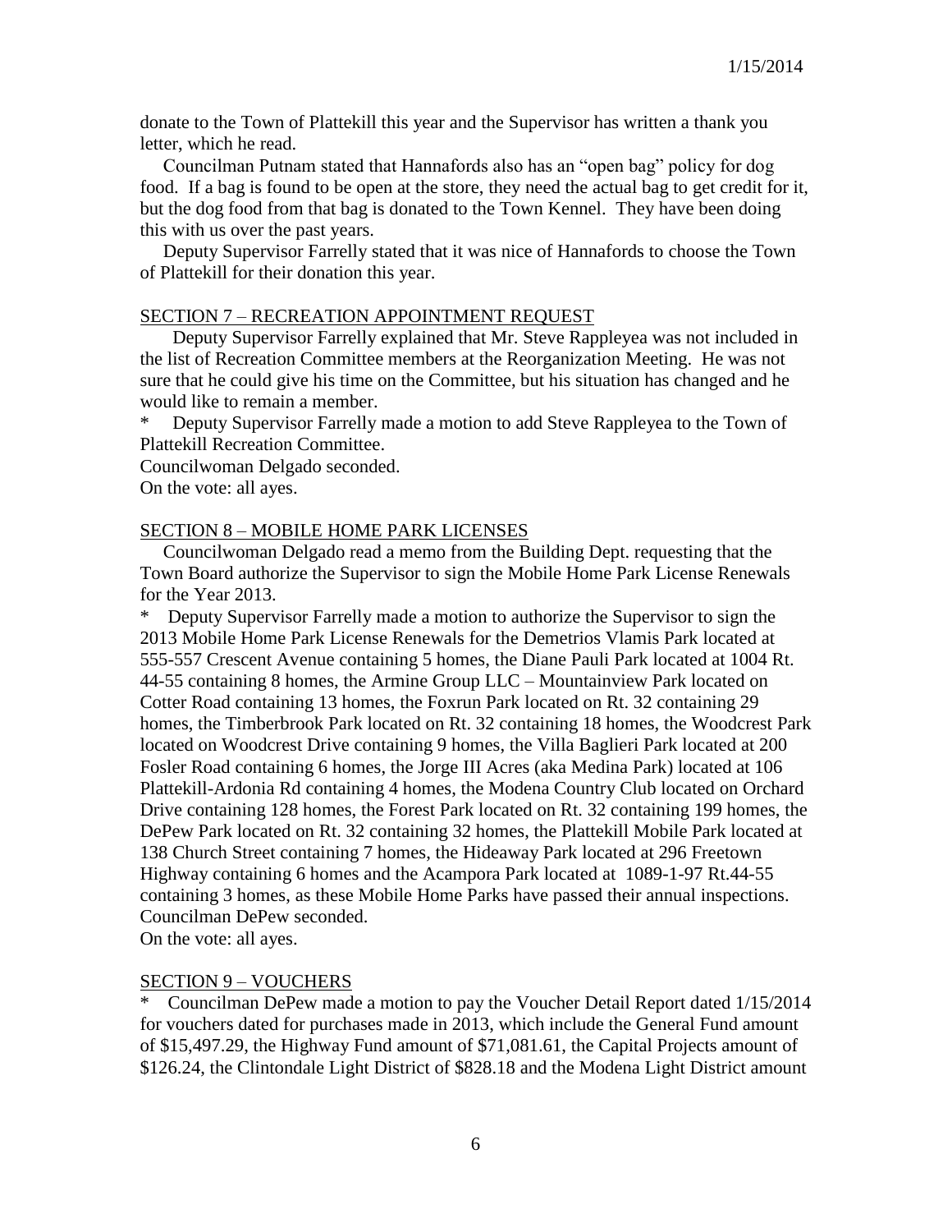donate to the Town of Plattekill this year and the Supervisor has written a thank you letter, which he read.

Councilman Putnam stated that Hannafords also has an "open bag" policy for dog food. If a bag is found to be open at the store, they need the actual bag to get credit for it, but the dog food from that bag is donated to the Town Kennel. They have been doing this with us over the past years.

Deputy Supervisor Farrelly stated that it was nice of Hannafords to choose the Town of Plattekill for their donation this year.

SECTION 7 – RECREATION APPOINTMENT REQUEST

Deputy Supervisor Farrelly explained that Mr. Steve Rappleyea was not included in the list of Recreation Committee members at the Reorganization Meeting. He was not sure that he could give his time on the Committee, but his situation has changed and he would like to remain a member.

\* Deputy Supervisor Farrelly made a motion to add Steve Rappleyea to the Town of Plattekill Recreation Committee.
Councilwoman Delgado seconded.
On the vote: all ayes.

SECTION 8 – MOBILE HOME PARK LICENSES

Councilwoman Delgado read a memo from the Building Dept. requesting that the Town Board authorize the Supervisor to sign the Mobile Home Park License Renewals for the Year 2013.

\* Deputy Supervisor Farrelly made a motion to authorize the Supervisor to sign the 2013 Mobile Home Park License Renewals for the Demetrios Vlamis Park located at 555-557 Crescent Avenue containing 5 homes, the Diane Pauli Park located at 1004 Rt. 44-55 containing 8 homes, the Armine Group LLC – Mountainview Park located on Cotter Road containing 13 homes, the Foxrun Park located on Rt. 32 containing 29 homes, the Timberbrook Park located on Rt. 32 containing 18 homes, the Woodcrest Park located on Woodcrest Drive containing 9 homes, the Villa Baglieri Park located at 200 Fosler Road containing 6 homes, the Jorge III Acres (aka Medina Park) located at 106 Plattekill-Ardonia Rd containing 4 homes, the Modena Country Club located on Orchard Drive containing 128 homes, the Forest Park located on Rt. 32 containing 199 homes, the DePew Park located on Rt. 32 containing 32 homes, the Plattekill Mobile Park located at 138 Church Street containing 7 homes, the Hideaway Park located at 296 Freetown Highway containing 6 homes and the Acampora Park located at 1089-1-97 Rt.44-55 containing 3 homes, as these Mobile Home Parks have passed their annual inspections.
Councilman DePew seconded.
On the vote: all ayes.

SECTION 9 – VOUCHERS

\* Councilman DePew made a motion to pay the Voucher Detail Report dated 1/15/2014 for vouchers dated for purchases made in 2013, which include the General Fund amount of $15,497.29, the Highway Fund amount of $71,081.61, the Capital Projects amount of $126.24, the Clintondale Light District of $828.18 and the Modena Light District amount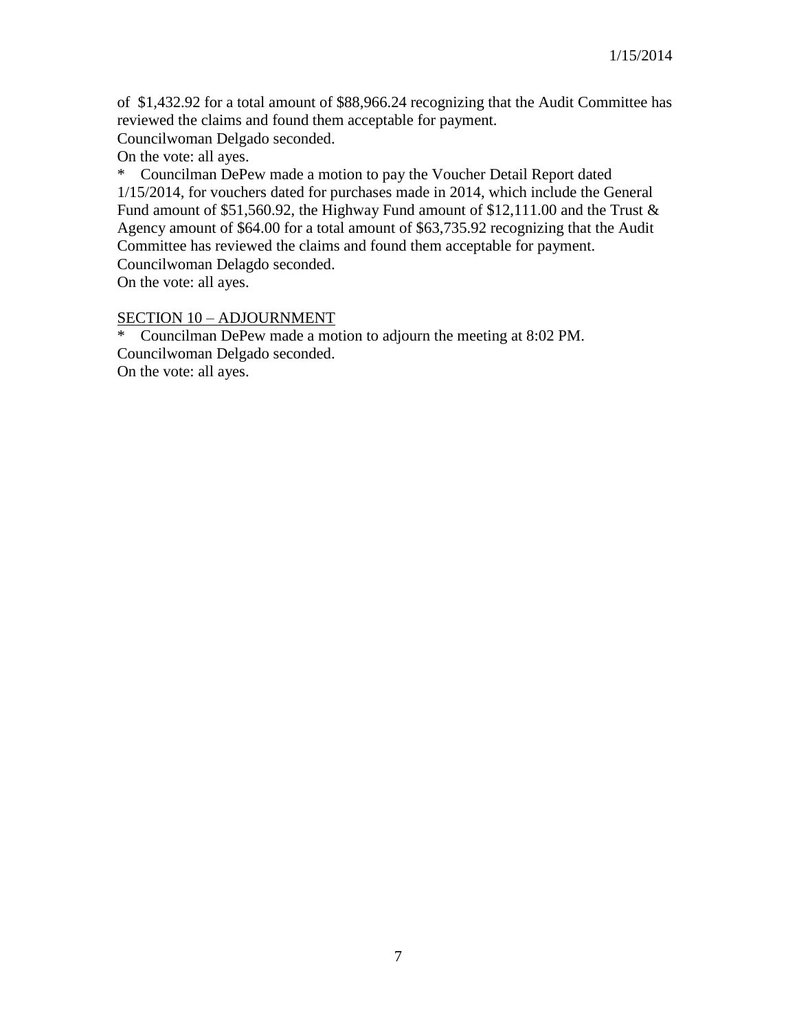of $1,432.92 for a total amount of $88,966.24 recognizing that the Audit Committee has reviewed the claims and found them acceptable for payment.
Councilwoman Delgado seconded.
On the vote: all ayes.

\* Councilman DePew made a motion to pay the Voucher Detail Report dated 1/15/2014, for vouchers dated for purchases made in 2014, which include the General Fund amount of $51,560.92, the Highway Fund amount of $12,111.00 and the Trust & Agency amount of $64.00 for a total amount of $63,735.92 recognizing that the Audit Committee has reviewed the claims and found them acceptable for payment.
Councilwoman Delagdo seconded.
On the vote: all ayes.

<u>SECTION 10 – ADJOURNMENT</u>

\* Councilman DePew made a motion to adjourn the meeting at 8:02 PM.
Councilwoman Delgado seconded.
On the vote: all ayes.